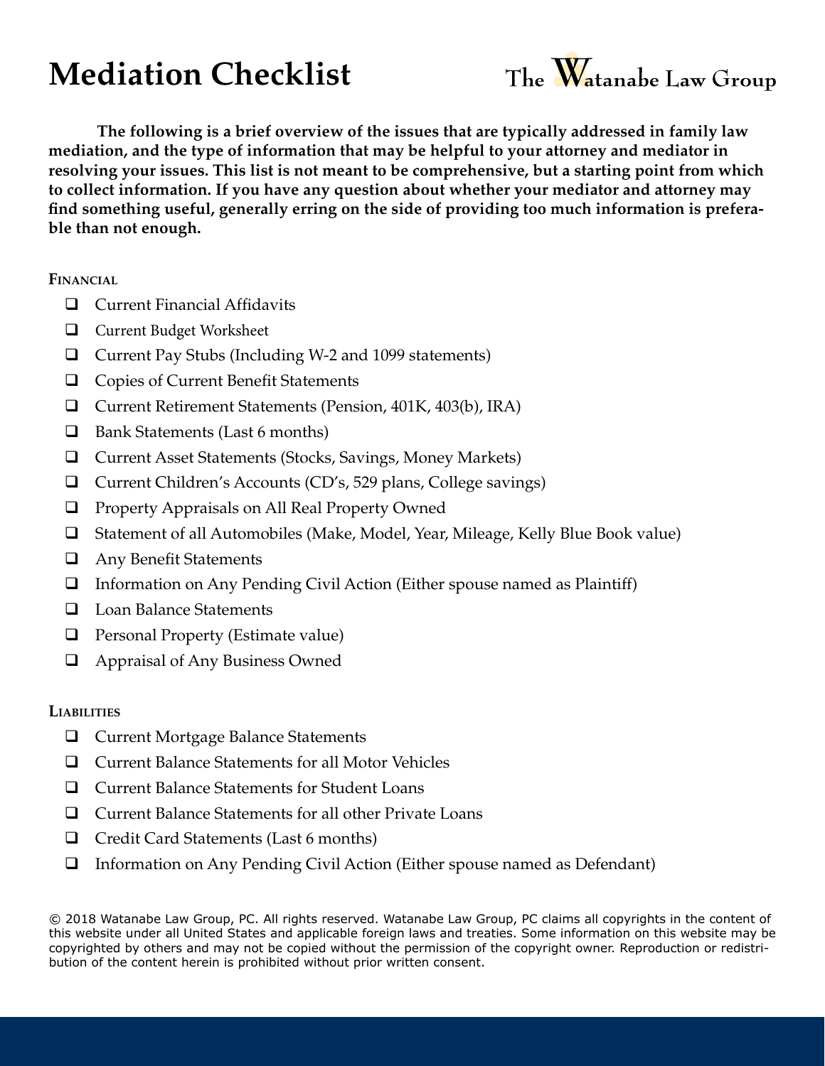# Mediation Checklist

The Watanabe Law Group

**The following is a brief overview of the issues that are typically addressed in family law mediation, and the type of information that may be helpful to your attorney and mediator in resolving your issues. This list is not meant to be comprehensive, but a starting point from which to collect information. If you have any question about whether your mediator and attorney may find something useful, generally erring on the side of providing too much information is preferable than not enough.**

## Financial

- ☐ Current Financial Affidavits
- ☐ Current Budget Worksheet
- ☐ Current Pay Stubs (Including W-2 and 1099 statements)
- ☐ Copies of Current Benefit Statements
- ☐ Current Retirement Statements (Pension, 401K, 403(b), IRA)
- ☐ Bank Statements (Last 6 months)
- ☐ Current Asset Statements (Stocks, Savings, Money Markets)
- ☐ Current Children's Accounts (CD's, 529 plans, College savings)
- ☐ Property Appraisals on All Real Property Owned
- ☐ Statement of all Automobiles (Make, Model, Year, Mileage, Kelly Blue Book value)
- ☐ Any Benefit Statements
- ☐ Information on Any Pending Civil Action (Either spouse named as Plaintiff)
- ☐ Loan Balance Statements
- ☐ Personal Property (Estimate value)
- ☐ Appraisal of Any Business Owned

## Liabilities

- ☐ Current Mortgage Balance Statements
- ☐ Current Balance Statements for all Motor Vehicles
- ☐ Current Balance Statements for Student Loans
- ☐ Current Balance Statements for all other Private Loans
- ☐ Credit Card Statements (Last 6 months)
- ☐ Information on Any Pending Civil Action (Either spouse named as Defendant)

© 2018 Watanabe Law Group, PC. All rights reserved. Watanabe Law Group, PC claims all copyrights in the content of this website under all United States and applicable foreign laws and treaties. Some information on this website may be copyrighted by others and may not be copied without the permission of the copyright owner. Reproduction or redistribution of the content herein is prohibited without prior written consent.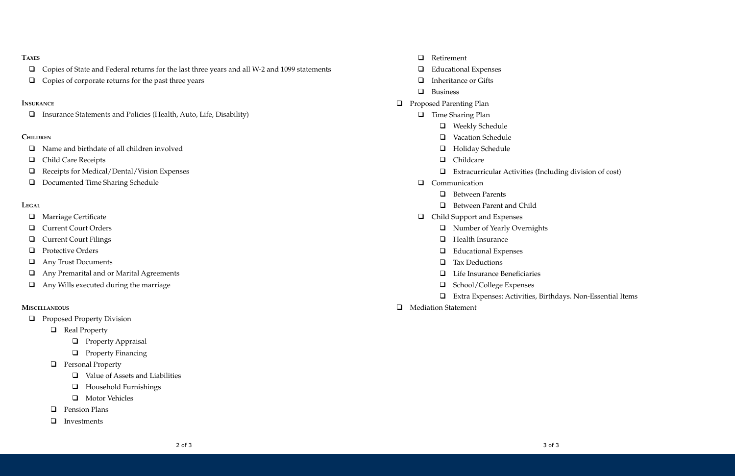#### Taxes

- ❑ Copies of State and Federal returns for the last three years and all W-2 and 1099 statements
- ❑ Copies of corporate returns for the past three years

#### Insurance

- ❑ Insurance Statements and Policies (Health, Auto, Life, Disability)

#### Children

- ❑ Name and birthdate of all children involved
- ❑ Child Care Receipts
- ❑ Receipts for Medical/Dental/Vision Expenses
- ❑ Documented Time Sharing Schedule

#### Legal

- ❑ Marriage Certificate
- ❑ Current Court Orders
- ❑ Current Court Filings
- ❑ Protective Orders
- ❑ Any Trust Documents
- ❑ Any Premarital and or Marital Agreements
- ❑ Any Wills executed during the marriage

#### Miscellaneous

- ❑ Proposed Property Division
  - ❑ Real Property
    - ❑ Property Appraisal
    - ❑ Property Financing
  - ❑ Personal Property
    - ❑ Value of Assets and Liabilities
    - ❑ Household Furnishings
    - ❑ Motor Vehicles
  - ❑ Pension Plans
  - ❑ Investments
  - ❑ Retirement
  - ❑ Educational Expenses
  - ❑ Inheritance or Gifts
  - ❑ Business
- ❑ Proposed Parenting Plan
  - ❑ Time Sharing Plan
    - ❑ Weekly Schedule
    - ❑ Vacation Schedule
    - ❑ Holiday Schedule
    - ❑ Childcare
    - ❑ Extracurricular Activities (Including division of cost)
  - ❑ Communication
    - ❑ Between Parents
    - ❑ Between Parent and Child
  - ❑ Child Support and Expenses
    - ❑ Number of Yearly Overnights
    - ❑ Health Insurance
    - ❑ Educational Expenses
    - ❑ Tax Deductions
    - ❑ Life Insurance Beneficiaries
    - ❑ School/College Expenses
    - ❑ Extra Expenses: Activities, Birthdays. Non-Essential Items
- ❑ Mediation Statement